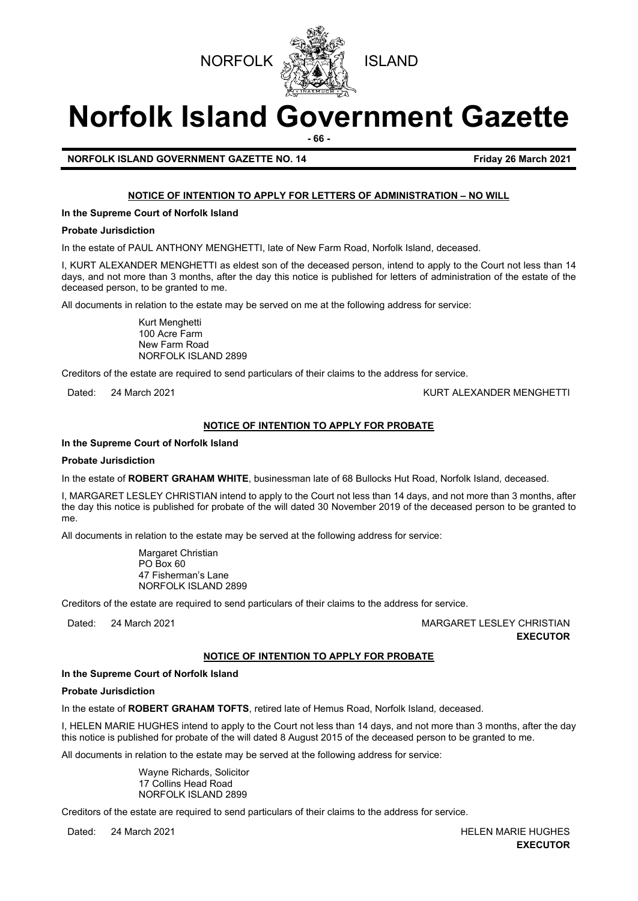NORFOLK ISLAND

# Norfolk Island Government Gazette

**NORFOLK ISLAND GOVERNMENT GAZETTE NO. 14** **Friday 26 March 2021**

## NOTICE OF INTENTION TO APPLY FOR LETTERS OF ADMINISTRATION – NO WILL

**In the Supreme Court of Norfolk Island**

**Probate Jurisdiction**

In the estate of PAUL ANTHONY MENGHETTI, late of New Farm Road, Norfolk Island, deceased.

I, KURT ALEXANDER MENGHETTI as eldest son of the deceased person, intend to apply to the Court not less than 14 days, and not more than 3 months, after the day this notice is published for letters of administration of the estate of the deceased person, to be granted to me.

All documents in relation to the estate may be served on me at the following address for service:

Kurt Menghetti
100 Acre Farm
New Farm Road
NORFOLK ISLAND 2899

Creditors of the estate are required to send particulars of their claims to the address for service.

Dated: 24 March 2021 KURT ALEXANDER MENGHETTI

## NOTICE OF INTENTION TO APPLY FOR PROBATE

**In the Supreme Court of Norfolk Island**

**Probate Jurisdiction**

In the estate of **ROBERT GRAHAM WHITE**, businessman late of 68 Bullocks Hut Road, Norfolk Island, deceased.

I, MARGARET LESLEY CHRISTIAN intend to apply to the Court not less than 14 days, and not more than 3 months, after the day this notice is published for probate of the will dated 30 November 2019 of the deceased person to be granted to me.

All documents in relation to the estate may be served at the following address for service:

Margaret Christian
PO Box 60
47 Fisherman's Lane
NORFOLK ISLAND 2899

Creditors of the estate are required to send particulars of their claims to the address for service.

Dated: 24 March 2021 MARGARET LESLEY CHRISTIAN
**EXECUTOR**

## NOTICE OF INTENTION TO APPLY FOR PROBATE

**In the Supreme Court of Norfolk Island**

**Probate Jurisdiction**

In the estate of **ROBERT GRAHAM TOFTS**, retired late of Hemus Road, Norfolk Island, deceased.

I, HELEN MARIE HUGHES intend to apply to the Court not less than 14 days, and not more than 3 months, after the day this notice is published for probate of the will dated 8 August 2015 of the deceased person to be granted to me.

All documents in relation to the estate may be served at the following address for service:

Wayne Richards, Solicitor
17 Collins Head Road
NORFOLK ISLAND 2899

Creditors of the estate are required to send particulars of their claims to the address for service.

Dated: 24 March 2021 HELEN MARIE HUGHES
**EXECUTOR**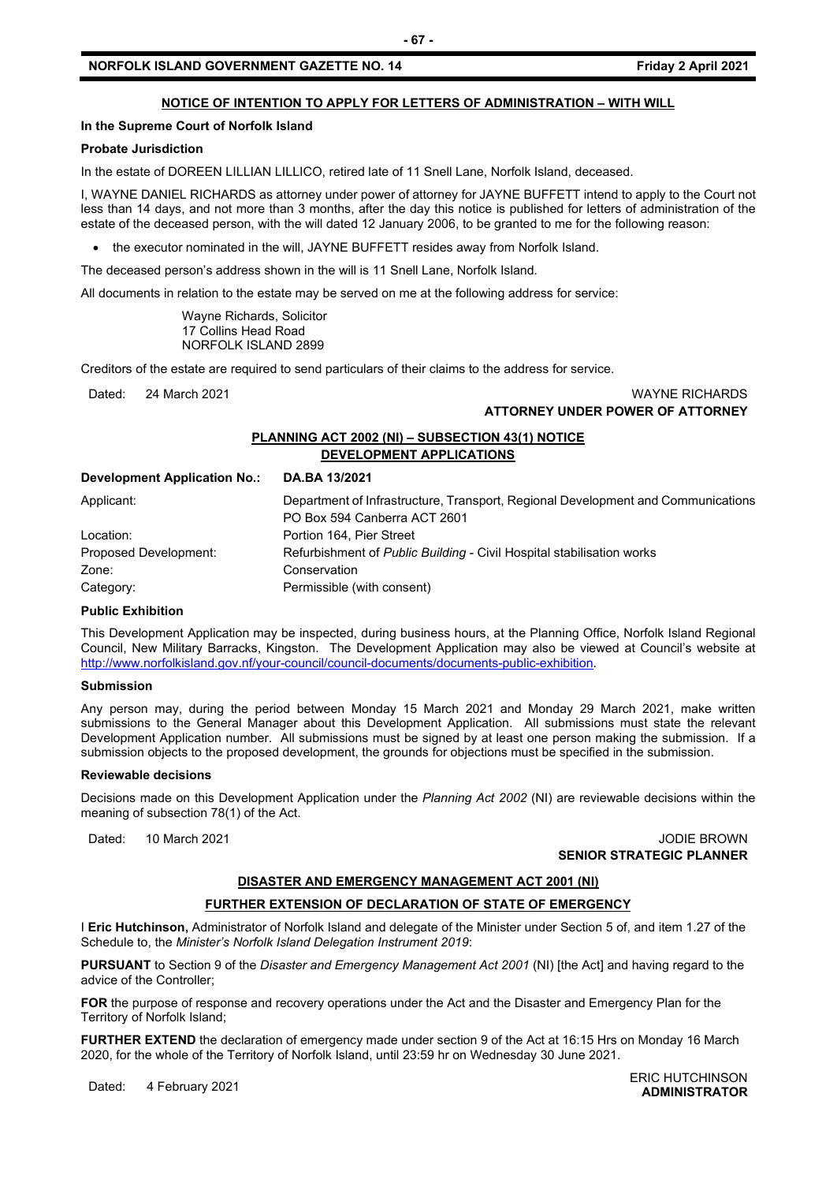## NOTICE OF INTENTION TO APPLY FOR LETTERS OF ADMINISTRATION – WITH WILL

**In the Supreme Court of Norfolk Island**

**Probate Jurisdiction**

In the estate of DOREEN LILLIAN LILLICO, retired late of 11 Snell Lane, Norfolk Island, deceased.

I, WAYNE DANIEL RICHARDS as attorney under power of attorney for JAYNE BUFFETT intend to apply to the Court not less than 14 days, and not more than 3 months, after the day this notice is published for letters of administration of the estate of the deceased person, with the will dated 12 January 2006, to be granted to me for the following reason:

- the executor nominated in the will, JAYNE BUFFETT resides away from Norfolk Island.

The deceased person's address shown in the will is 11 Snell Lane, Norfolk Island.

All documents in relation to the estate may be served on me at the following address for service:

Wayne Richards, Solicitor
17 Collins Head Road
NORFOLK ISLAND 2899

Creditors of the estate are required to send particulars of their claims to the address for service.

Dated: 24 March 2021

WAYNE RICHARDS
**ATTORNEY UNDER POWER OF ATTORNEY**

## PLANNING ACT 2002 (NI) – SUBSECTION 43(1) NOTICE
## DEVELOPMENT APPLICATIONS

| **Development Application No.:** | **DA.BA 13/2021** |
|---|---|
| Applicant: | Department of Infrastructure, Transport, Regional Development and Communications PO Box 594 Canberra ACT 2601 |
| Location: | Portion 164, Pier Street |
| Proposed Development: | Refurbishment of *Public Building* - Civil Hospital stabilisation works |
| Zone: | Conservation |
| Category: | Permissible (with consent) |

**Public Exhibition**

This Development Application may be inspected, during business hours, at the Planning Office, Norfolk Island Regional Council, New Military Barracks, Kingston. The Development Application may also be viewed at Council's website at http://www.norfolkisland.gov.nf/your-council/council-documents/documents-public-exhibition.

**Submission**

Any person may, during the period between Monday 15 March 2021 and Monday 29 March 2021, make written submissions to the General Manager about this Development Application. All submissions must state the relevant Development Application number. All submissions must be signed by at least one person making the submission. If a submission objects to the proposed development, the grounds for objections must be specified in the submission.

**Reviewable decisions**

Decisions made on this Development Application under the *Planning Act 2002* (NI) are reviewable decisions within the meaning of subsection 78(1) of the Act.

Dated: 10 March 2021

JODIE BROWN
**SENIOR STRATEGIC PLANNER**

## DISASTER AND EMERGENCY MANAGEMENT ACT 2001 (NI)

## FURTHER EXTENSION OF DECLARATION OF STATE OF EMERGENCY

I **Eric Hutchinson,** Administrator of Norfolk Island and delegate of the Minister under Section 5 of, and item 1.27 of the Schedule to, the *Minister's Norfolk Island Delegation Instrument 2019*:

**PURSUANT** to Section 9 of the *Disaster and Emergency Management Act 2001* (NI) [the Act] and having regard to the advice of the Controller;

**FOR** the purpose of response and recovery operations under the Act and the Disaster and Emergency Plan for the Territory of Norfolk Island;

**FURTHER EXTEND** the declaration of emergency made under section 9 of the Act at 16:15 Hrs on Monday 16 March 2020, for the whole of the Territory of Norfolk Island, until 23:59 hr on Wednesday 30 June 2021.

Dated: 4 February 2021

ERIC HUTCHINSON
**ADMINISTRATOR**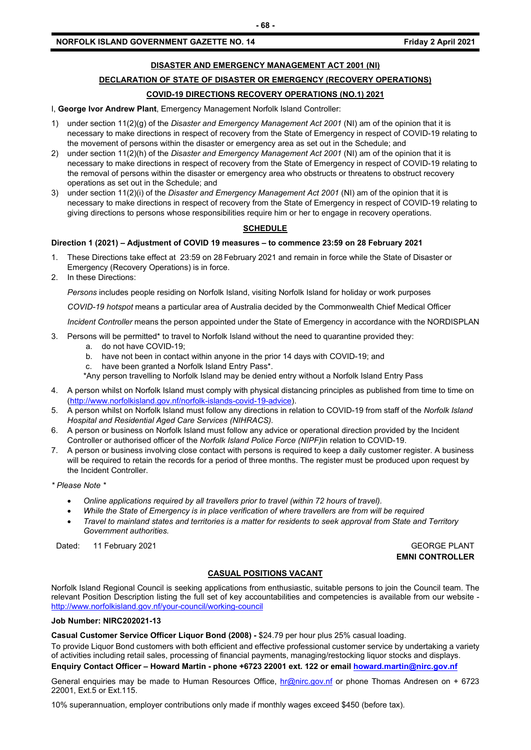## DISASTER AND EMERGENCY MANAGEMENT ACT 2001 (NI)

## DECLARATION OF STATE OF DISASTER OR EMERGENCY (RECOVERY OPERATIONS)

## COVID-19 DIRECTIONS RECOVERY OPERATIONS (NO.1) 2021

I, **George Ivor Andrew Plant**, Emergency Management Norfolk Island Controller:

1) under section 11(2)(g) of the *Disaster and Emergency Management Act 2001* (NI) am of the opinion that it is necessary to make directions in respect of recovery from the State of Emergency in respect of COVID-19 relating to the movement of persons within the disaster or emergency area as set out in the Schedule; and
2) under section 11(2)(h) of the *Disaster and Emergency Management Act 2001* (NI) am of the opinion that it is necessary to make directions in respect of recovery from the State of Emergency in respect of COVID-19 relating to the removal of persons within the disaster or emergency area who obstructs or threatens to obstruct recovery operations as set out in the Schedule; and
3) under section 11(2)(i) of the *Disaster and Emergency Management Act 2001* (NI) am of the opinion that it is necessary to make directions in respect of recovery from the State of Emergency in respect of COVID-19 relating to giving directions to persons whose responsibilities require him or her to engage in recovery operations.

## SCHEDULE

**Direction 1 (2021) – Adjustment of COVID 19 measures – to commence 23:59 on 28 February 2021**

1. These Directions take effect at 23:59 on 28 February 2021 and remain in force while the State of Disaster or Emergency (Recovery Operations) is in force.
2. In these Directions:

   *Persons* includes people residing on Norfolk Island, visiting Norfolk Island for holiday or work purposes

   *COVID-19 hotspot* means a particular area of Australia decided by the Commonwealth Chief Medical Officer

   *Incident Controller* means the person appointed under the State of Emergency in accordance with the NORDISPLAN

3. Persons will be permitted* to travel to Norfolk Island without the need to quarantine provided they:
   a. do not have COVID-19;
   b. have not been in contact within anyone in the prior 14 days with COVID-19; and
   c. have been granted a Norfolk Island Entry Pass*.

   *Any person travelling to Norfolk Island may be denied entry without a Norfolk Island Entry Pass

4. A person whilst on Norfolk Island must comply with physical distancing principles as published from time to time on (http://www.norfolkisland.gov.nf/norfolk-islands-covid-19-advice).
5. A person whilst on Norfolk Island must follow any directions in relation to COVID-19 from staff of the *Norfolk Island Hospital and Residential Aged Care Services (NIHRACS).*
6. A person or business on Norfolk Island must follow any advice or operational direction provided by the Incident Controller or authorised officer of the *Norfolk Island Police Force (NIPF)*in relation to COVID-19.
7. A person or business involving close contact with persons is required to keep a daily customer register. A business will be required to retain the records for a period of three months. The register must be produced upon request by the Incident Controller.

*\* Please Note \**

- *Online applications required by all travellers prior to travel (within 72 hours of travel).*
- *While the State of Emergency is in place verification of where travellers are from will be required*
- *Travel to mainland states and territories is a matter for residents to seek approval from State and Territory Government authorities.*

Dated: 11 February 2021

GEORGE PLANT
**EMNI CONTROLLER**

## CASUAL POSITIONS VACANT

Norfolk Island Regional Council is seeking applications from enthusiastic, suitable persons to join the Council team. The relevant Position Description listing the full set of key accountabilities and competencies is available from our website - http://www.norfolkisland.gov.nf/your-council/working-council

**Job Number: NIRC202021-13**

**Casual Customer Service Officer Liquor Bond (2008) -** $24.79 per hour plus 25% casual loading.

To provide Liquor Bond customers with both efficient and effective professional customer service by undertaking a variety of activities including retail sales, processing of financial payments, managing/restocking liquor stocks and displays.

**Enquiry Contact Officer – Howard Martin - phone +6723 22001 ext. 122 or email howard.martin@nirc.gov.nf**

General enquiries may be made to Human Resources Office, hr@nirc.gov.nf or phone Thomas Andresen on + 6723 22001, Ext.5 or Ext.115.

10% superannuation, employer contributions only made if monthly wages exceed $450 (before tax).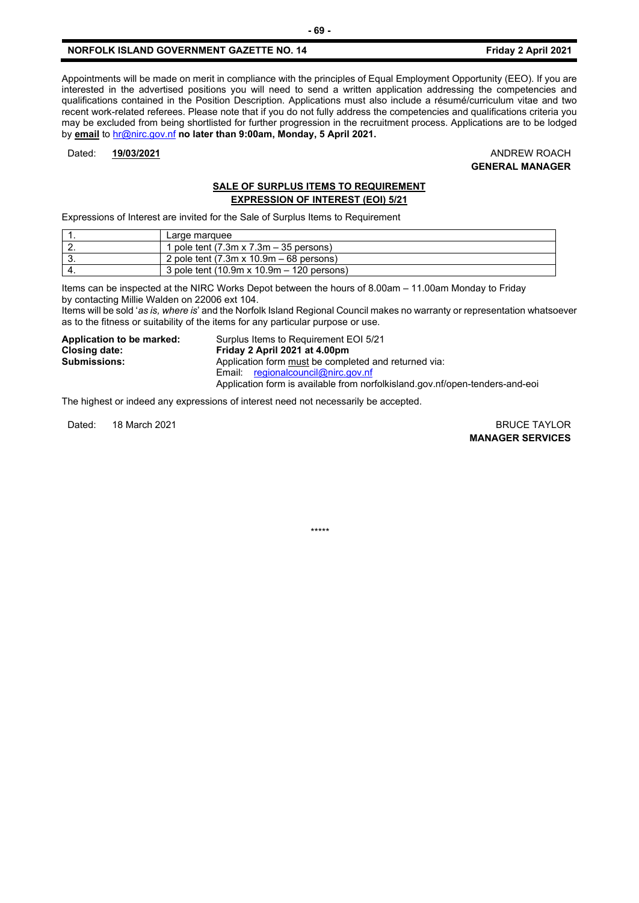Appointments will be made on merit in compliance with the principles of Equal Employment Opportunity (EEO). If you are interested in the advertised positions you will need to send a written application addressing the competencies and qualifications contained in the Position Description. Applications must also include a résumé/curriculum vitae and two recent work-related referees. Please note that if you do not fully address the competencies and qualifications criteria you may be excluded from being shortlisted for further progression in the recruitment process. Applications are to be lodged by **email** to hr@nirc.gov.nf **no later than 9:00am, Monday, 5 April 2021.**

Dated: **19/03/2021**

ANDREW ROACH
**GENERAL MANAGER**

## SALE OF SURPLUS ITEMS TO REQUIREMENT
## EXPRESSION OF INTEREST (EOI) 5/21

Expressions of Interest are invited for the Sale of Surplus Items to Requirement

| | |
|---|---|
| 1. | Large marquee |
| 2. | 1 pole tent (7.3m x 7.3m – 35 persons) |
| 3. | 2 pole tent (7.3m x 10.9m – 68 persons) |
| 4. | 3 pole tent (10.9m x 10.9m – 120 persons) |

Items can be inspected at the NIRC Works Depot between the hours of 8.00am – 11.00am Monday to Friday by contacting Millie Walden on 22006 ext 104.

Items will be sold '*as is, where is*' and the Norfolk Island Regional Council makes no warranty or representation whatsoever as to the fitness or suitability of the items for any particular purpose or use.

**Application to be marked:** Surplus Items to Requirement EOI 5/21

**Closing date:** **Friday 2 April 2021 at 4.00pm**

**Submissions:** Application form must be completed and returned via:
Email: regionalcouncil@nirc.gov.nf
Application form is available from norfolkisland.gov.nf/open-tenders-and-eoi

The highest or indeed any expressions of interest need not necessarily be accepted.

Dated: 18 March 2021

BRUCE TAYLOR
**MANAGER SERVICES**

\*\*\*\*\*